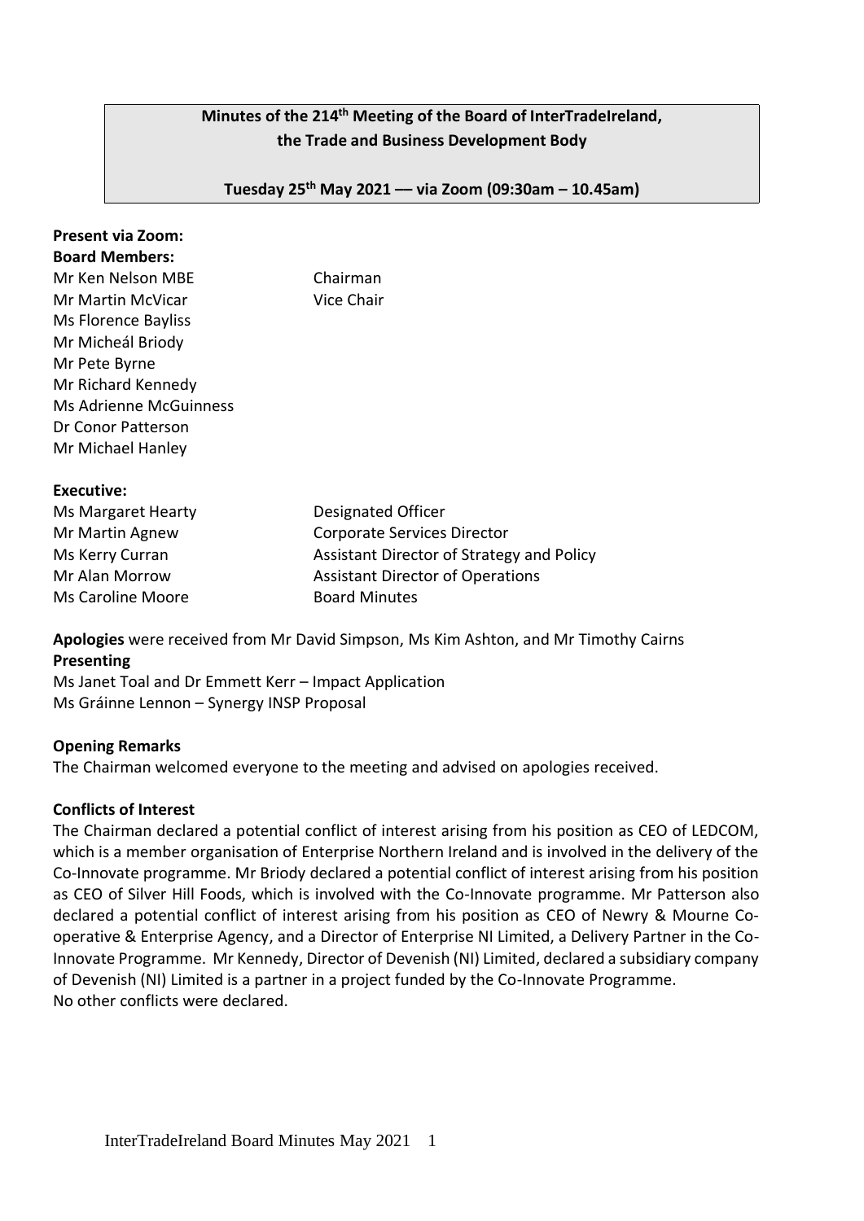**Minutes of the 214th Meeting of the Board of InterTradeIreland, the Trade and Business Development Body**

**Tuesday 25th May 2021 –– via Zoom (09:30am – 10.45am)**

**Present via Zoom:**

**Board Members:**

| | |
|---|---|
| Mr Ken Nelson MBE | Chairman |
| Mr Martin McVicar | Vice Chair |
| Ms Florence Bayliss | |
| Mr Micheál Briody | |
| Mr Pete Byrne | |
| Mr Richard Kennedy | |
| Ms Adrienne McGuinness | |
| Dr Conor Patterson | |
| Mr Michael Hanley | |

**Executive:**

| | |
|---|---|
| Ms Margaret Hearty | Designated Officer |
| Mr Martin Agnew | Corporate Services Director |
| Ms Kerry Curran | Assistant Director of Strategy and Policy |
| Mr Alan Morrow | Assistant Director of Operations |
| Ms Caroline Moore | Board Minutes |

**Apologies** were received from Mr David Simpson, Ms Kim Ashton, and Mr Timothy Cairns

**Presenting**

Ms Janet Toal and Dr Emmett Kerr – Impact Application

Ms Gráinne Lennon – Synergy INSP Proposal

**Opening Remarks**

The Chairman welcomed everyone to the meeting and advised on apologies received.

**Conflicts of Interest**

The Chairman declared a potential conflict of interest arising from his position as CEO of LEDCOM, which is a member organisation of Enterprise Northern Ireland and is involved in the delivery of the Co-Innovate programme. Mr Briody declared a potential conflict of interest arising from his position as CEO of Silver Hill Foods, which is involved with the Co-Innovate programme. Mr Patterson also declared a potential conflict of interest arising from his position as CEO of Newry & Mourne Co-operative & Enterprise Agency, and a Director of Enterprise NI Limited, a Delivery Partner in the Co-Innovate Programme. Mr Kennedy, Director of Devenish (NI) Limited, declared a subsidiary company of Devenish (NI) Limited is a partner in a project funded by the Co-Innovate Programme.
No other conflicts were declared.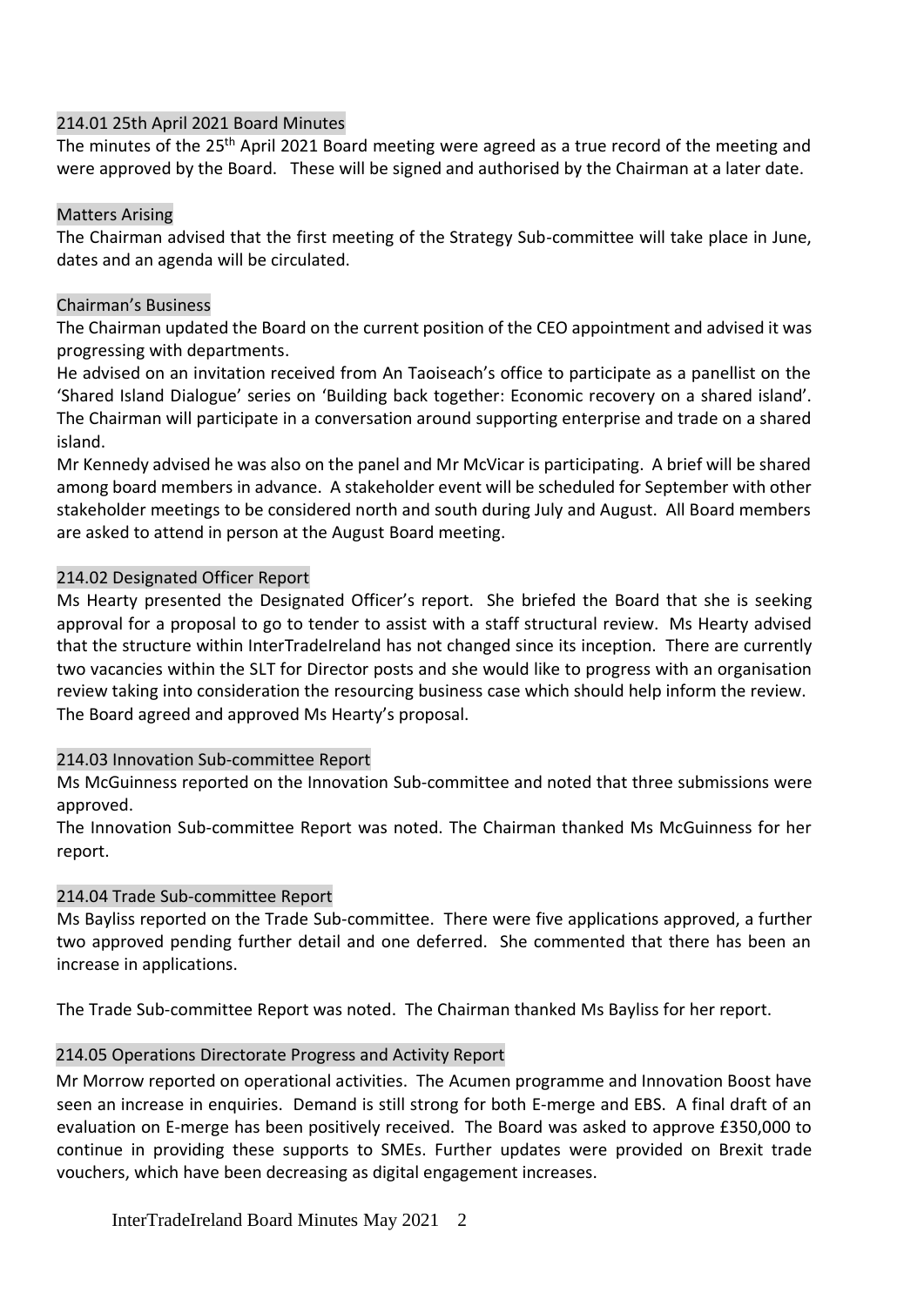### 214.01 25th April 2021 Board Minutes

The minutes of the 25th April 2021 Board meeting were agreed as a true record of the meeting and were approved by the Board. These will be signed and authorised by the Chairman at a later date.

### Matters Arising

The Chairman advised that the first meeting of the Strategy Sub-committee will take place in June, dates and an agenda will be circulated.

### Chairman's Business

The Chairman updated the Board on the current position of the CEO appointment and advised it was progressing with departments.

He advised on an invitation received from An Taoiseach's office to participate as a panellist on the 'Shared Island Dialogue' series on 'Building back together: Economic recovery on a shared island'. The Chairman will participate in a conversation around supporting enterprise and trade on a shared island.

Mr Kennedy advised he was also on the panel and Mr McVicar is participating. A brief will be shared among board members in advance. A stakeholder event will be scheduled for September with other stakeholder meetings to be considered north and south during July and August. All Board members are asked to attend in person at the August Board meeting.

### 214.02 Designated Officer Report

Ms Hearty presented the Designated Officer's report. She briefed the Board that she is seeking approval for a proposal to go to tender to assist with a staff structural review. Ms Hearty advised that the structure within InterTradeIreland has not changed since its inception. There are currently two vacancies within the SLT for Director posts and she would like to progress with an organisation review taking into consideration the resourcing business case which should help inform the review.

The Board agreed and approved Ms Hearty's proposal.

### 214.03 Innovation Sub-committee Report

Ms McGuinness reported on the Innovation Sub-committee and noted that three submissions were approved.

The Innovation Sub-committee Report was noted. The Chairman thanked Ms McGuinness for her report.

### 214.04 Trade Sub-committee Report

Ms Bayliss reported on the Trade Sub-committee. There were five applications approved, a further two approved pending further detail and one deferred. She commented that there has been an increase in applications.

The Trade Sub-committee Report was noted. The Chairman thanked Ms Bayliss for her report.

### 214.05 Operations Directorate Progress and Activity Report

Mr Morrow reported on operational activities. The Acumen programme and Innovation Boost have seen an increase in enquiries. Demand is still strong for both E-merge and EBS. A final draft of an evaluation on E-merge has been positively received. The Board was asked to approve £350,000 to continue in providing these supports to SMEs. Further updates were provided on Brexit trade vouchers, which have been decreasing as digital engagement increases.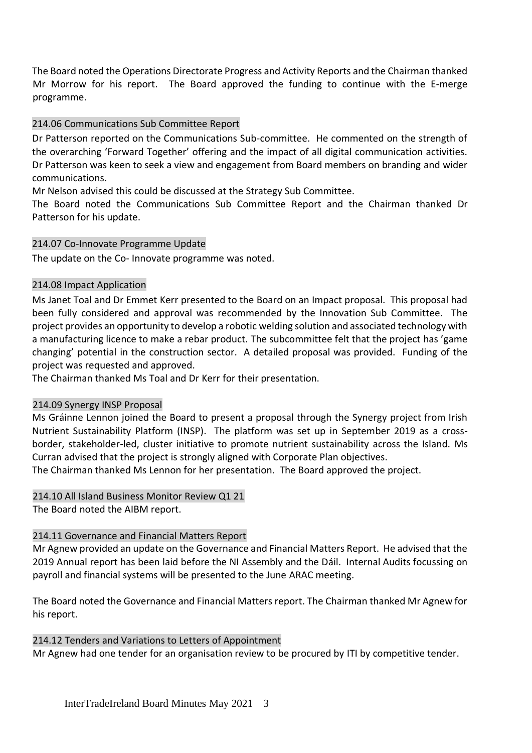The Board noted the Operations Directorate Progress and Activity Reports and the Chairman thanked Mr Morrow for his report. The Board approved the funding to continue with the E-merge programme.

### 214.06 Communications Sub Committee Report

Dr Patterson reported on the Communications Sub-committee. He commented on the strength of the overarching 'Forward Together' offering and the impact of all digital communication activities. Dr Patterson was keen to seek a view and engagement from Board members on branding and wider communications.

Mr Nelson advised this could be discussed at the Strategy Sub Committee.

The Board noted the Communications Sub Committee Report and the Chairman thanked Dr Patterson for his update.

### 214.07 Co-Innovate Programme Update

The update on the Co- Innovate programme was noted.

### 214.08 Impact Application

Ms Janet Toal and Dr Emmet Kerr presented to the Board on an Impact proposal. This proposal had been fully considered and approval was recommended by the Innovation Sub Committee. The project provides an opportunity to develop a robotic welding solution and associated technology with a manufacturing licence to make a rebar product. The subcommittee felt that the project has 'game changing' potential in the construction sector. A detailed proposal was provided. Funding of the project was requested and approved.

The Chairman thanked Ms Toal and Dr Kerr for their presentation.

### 214.09 Synergy INSP Proposal

Ms Gráinne Lennon joined the Board to present a proposal through the Synergy project from Irish Nutrient Sustainability Platform (INSP). The platform was set up in September 2019 as a cross-border, stakeholder-led, cluster initiative to promote nutrient sustainability across the Island. Ms Curran advised that the project is strongly aligned with Corporate Plan objectives.

The Chairman thanked Ms Lennon for her presentation. The Board approved the project.

### 214.10 All Island Business Monitor Review Q1 21

The Board noted the AIBM report.

### 214.11 Governance and Financial Matters Report

Mr Agnew provided an update on the Governance and Financial Matters Report. He advised that the 2019 Annual report has been laid before the NI Assembly and the Dáil. Internal Audits focussing on payroll and financial systems will be presented to the June ARAC meeting.

The Board noted the Governance and Financial Matters report. The Chairman thanked Mr Agnew for his report.

### 214.12 Tenders and Variations to Letters of Appointment

Mr Agnew had one tender for an organisation review to be procured by ITI by competitive tender.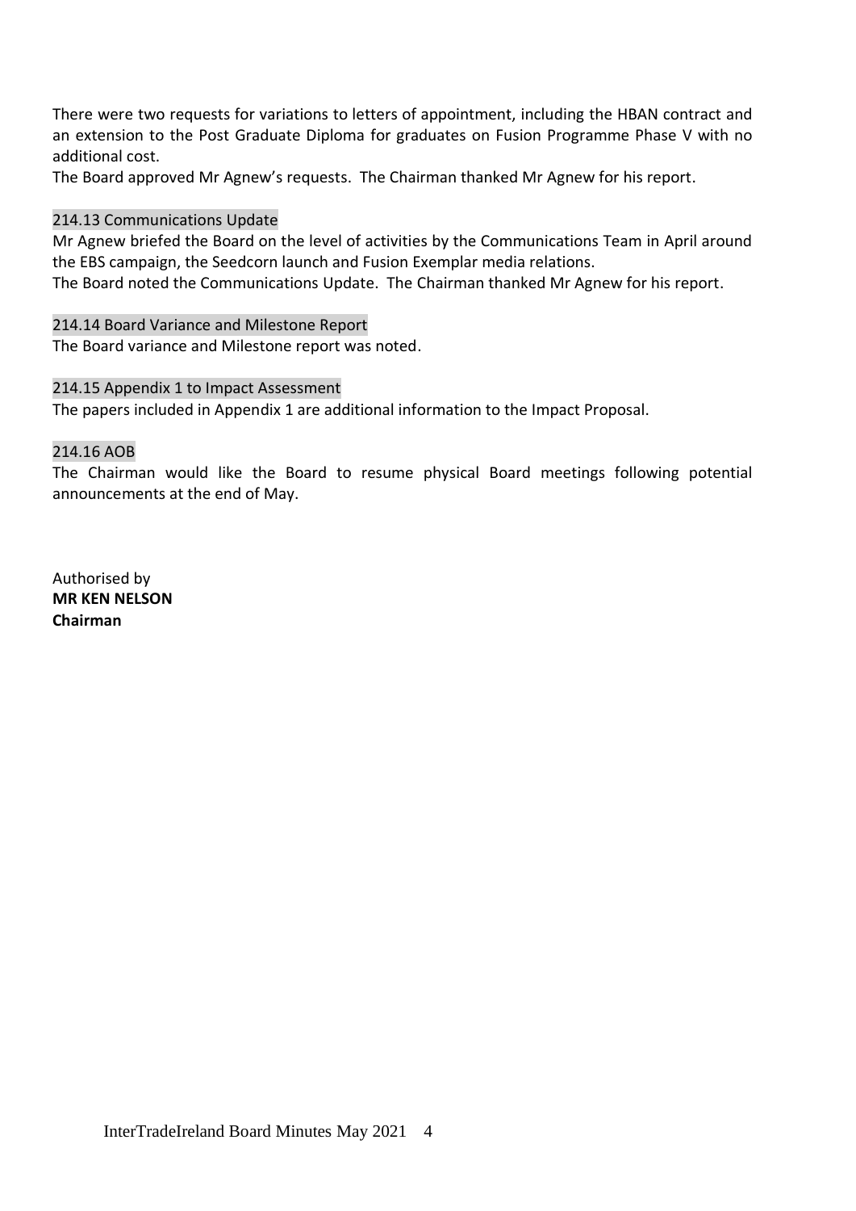There were two requests for variations to letters of appointment, including the HBAN contract and an extension to the Post Graduate Diploma for graduates on Fusion Programme Phase V with no additional cost.

The Board approved Mr Agnew's requests. The Chairman thanked Mr Agnew for his report.

### 214.13 Communications Update

Mr Agnew briefed the Board on the level of activities by the Communications Team in April around the EBS campaign, the Seedcorn launch and Fusion Exemplar media relations.

The Board noted the Communications Update. The Chairman thanked Mr Agnew for his report.

### 214.14 Board Variance and Milestone Report

The Board variance and Milestone report was noted.

### 214.15 Appendix 1 to Impact Assessment

The papers included in Appendix 1 are additional information to the Impact Proposal.

### 214.16 AOB

The Chairman would like the Board to resume physical Board meetings following potential announcements at the end of May.

Authorised by
**MR KEN NELSON**
**Chairman**